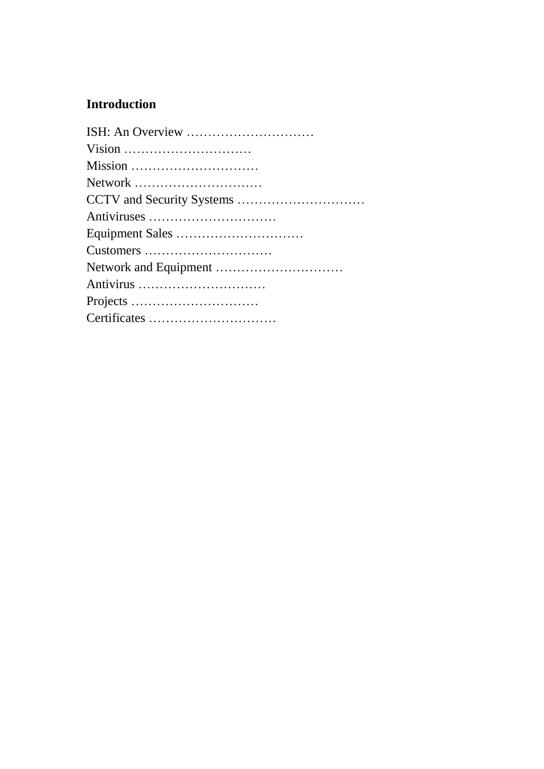**Introduction**

ISH: An Overview …………………………
Vision …………………………
Mission …………………………
Network …………………………
CCTV and Security Systems …………………………
Antiviruses …………………………
Equipment Sales …………………………
Customers …………………………
Network and Equipment …………………………
Antivirus …………………………
Projects …………………………
Certificates …………………………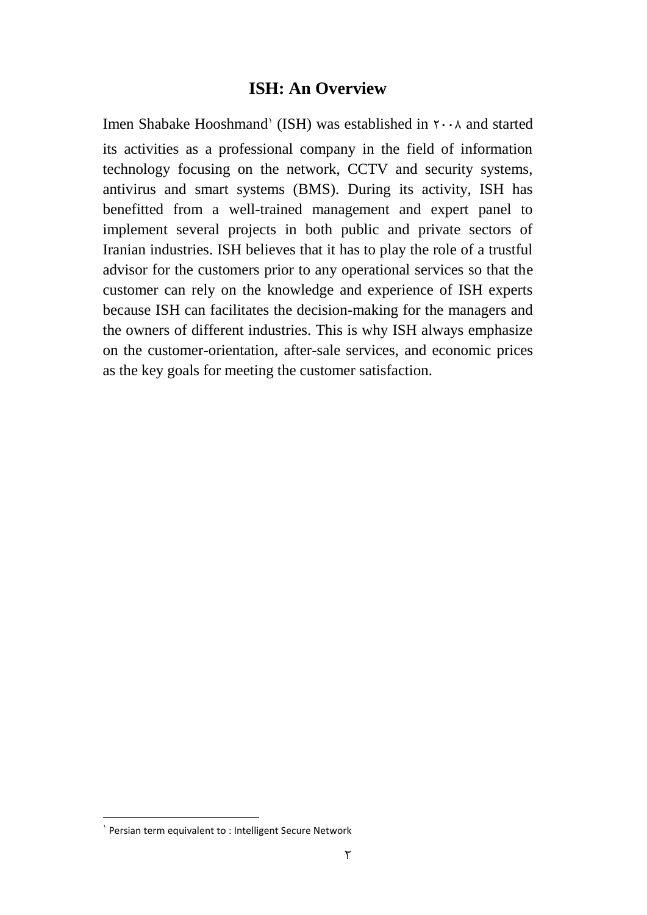## ISH: An Overview

Imen Shabake Hooshmand[1] (ISH) was established in ۲۰۰۸ and started its activities as a professional company in the field of information technology focusing on the network, CCTV and security systems, antivirus and smart systems (BMS). During its activity, ISH has benefitted from a well-trained management and expert panel to implement several projects in both public and private sectors of Iranian industries. ISH believes that it has to play the role of a trustful advisor for the customers prior to any operational services so that the customer can rely on the knowledge and experience of ISH experts because ISH can facilitates the decision-making for the managers and the owners of different industries. This is why ISH always emphasize on the customer-orientation, after-sale services, and economic prices as the key goals for meeting the customer satisfaction.

---

[1] Persian term equivalent to : Intelligent Secure Network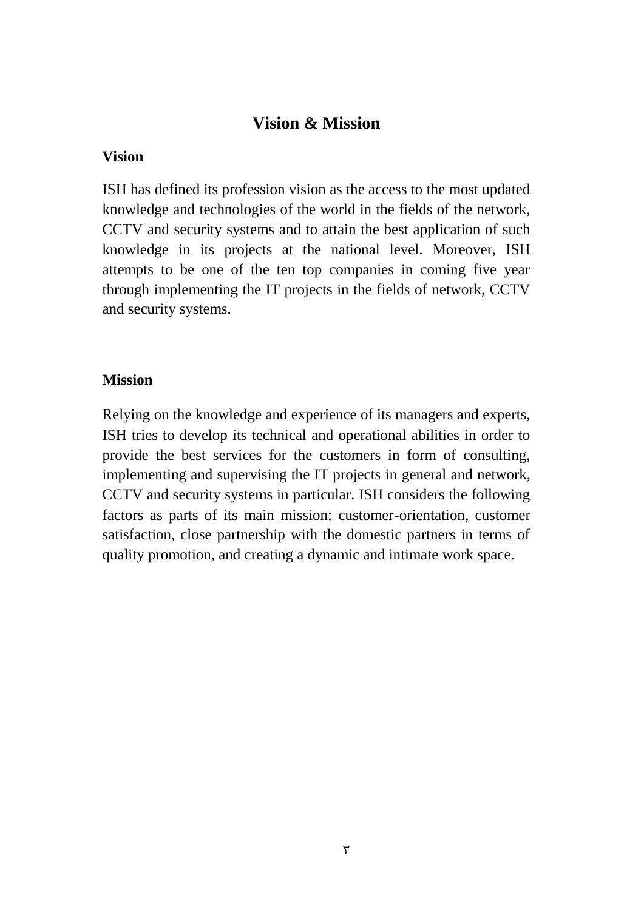# Vision & Mission

## Vision

ISH has defined its profession vision as the access to the most updated knowledge and technologies of the world in the fields of the network, CCTV and security systems and to attain the best application of such knowledge in its projects at the national level. Moreover, ISH attempts to be one of the ten top companies in coming five year through implementing the IT projects in the fields of network, CCTV and security systems.

## Mission

Relying on the knowledge and experience of its managers and experts, ISH tries to develop its technical and operational abilities in order to provide the best services for the customers in form of consulting, implementing and supervising the IT projects in general and network, CCTV and security systems in particular. ISH considers the following factors as parts of its main mission: customer-orientation, customer satisfaction, close partnership with the domestic partners in terms of quality promotion, and creating a dynamic and intimate work space.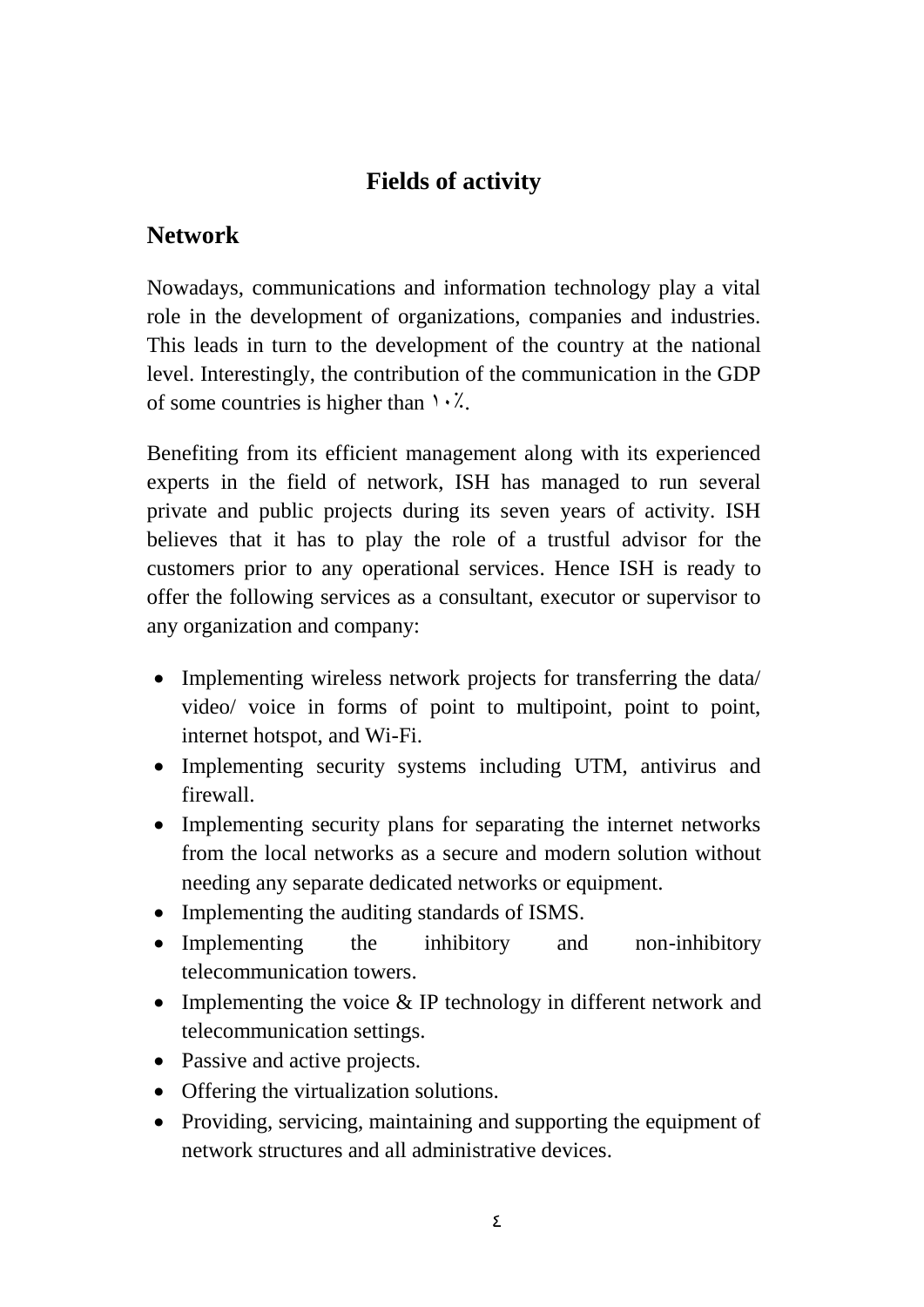# Fields of activity

## Network

Nowadays, communications and information technology play a vital role in the development of organizations, companies and industries. This leads in turn to the development of the country at the national level. Interestingly, the contribution of the communication in the GDP of some countries is higher than ١٠٪.

Benefiting from its efficient management along with its experienced experts in the field of network, ISH has managed to run several private and public projects during its seven years of activity. ISH believes that it has to play the role of a trustful advisor for the customers prior to any operational services. Hence ISH is ready to offer the following services as a consultant, executor or supervisor to any organization and company:

- Implementing wireless network projects for transferring the data/ video/ voice in forms of point to multipoint, point to point, internet hotspot, and Wi-Fi.
- Implementing security systems including UTM, antivirus and firewall.
- Implementing security plans for separating the internet networks from the local networks as a secure and modern solution without needing any separate dedicated networks or equipment.
- Implementing the auditing standards of ISMS.
- Implementing the inhibitory and non-inhibitory telecommunication towers.
- Implementing the voice & IP technology in different network and telecommunication settings.
- Passive and active projects.
- Offering the virtualization solutions.
- Providing, servicing, maintaining and supporting the equipment of network structures and all administrative devices.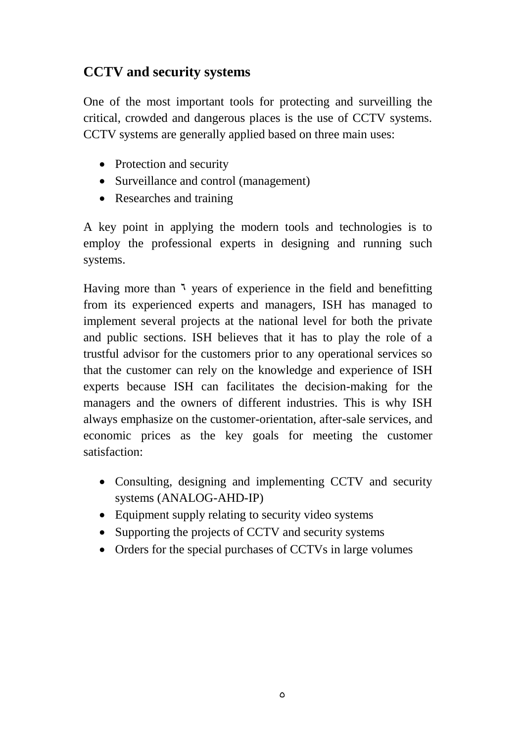## CCTV and security systems

One of the most important tools for protecting and surveilling the critical, crowded and dangerous places is the use of CCTV systems. CCTV systems are generally applied based on three main uses:

- Protection and security
- Surveillance and control (management)
- Researches and training

A key point in applying the modern tools and technologies is to employ the professional experts in designing and running such systems.

Having more than ٦ years of experience in the field and benefitting from its experienced experts and managers, ISH has managed to implement several projects at the national level for both the private and public sections. ISH believes that it has to play the role of a trustful advisor for the customers prior to any operational services so that the customer can rely on the knowledge and experience of ISH experts because ISH can facilitates the decision-making for the managers and the owners of different industries. This is why ISH always emphasize on the customer-orientation, after-sale services, and economic prices as the key goals for meeting the customer satisfaction:

- Consulting, designing and implementing CCTV and security systems (ANALOG-AHD-IP)
- Equipment supply relating to security video systems
- Supporting the projects of CCTV and security systems
- Orders for the special purchases of CCTVs in large volumes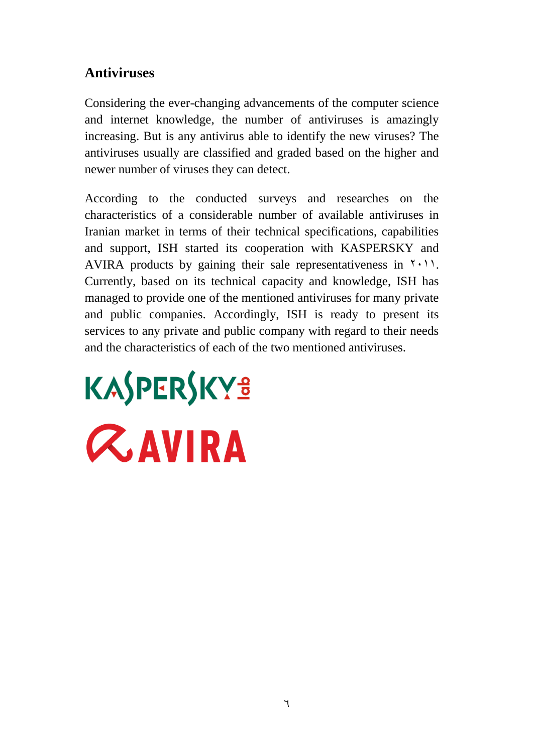## Antiviruses

Considering the ever-changing advancements of the computer science and internet knowledge, the number of antiviruses is amazingly increasing. But is any antivirus able to identify the new viruses? The antiviruses usually are classified and graded based on the higher and newer number of viruses they can detect.

According to the conducted surveys and researches on the characteristics of a considerable number of available antiviruses in Iranian market in terms of their technical specifications, capabilities and support, ISH started its cooperation with KASPERSKY and AVIRA products by gaining their sale representativeness in ۲۰۱۱. Currently, based on its technical capacity and knowledge, ISH has managed to provide one of the mentioned antiviruses for many private and public companies. Accordingly, ISH is ready to present its services to any private and public company with regard to their needs and the characteristics of each of the two mentioned antiviruses.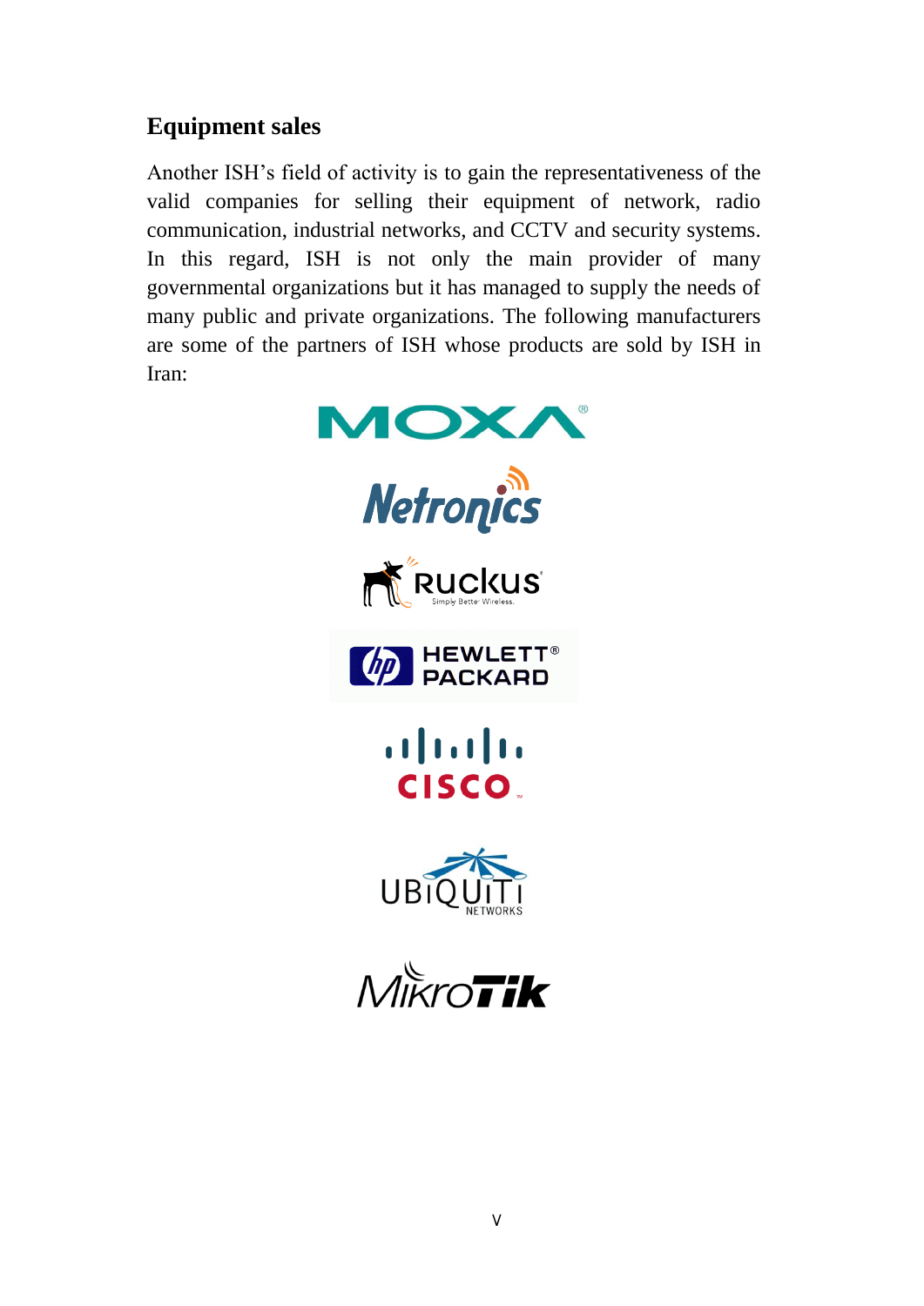## Equipment sales

Another ISH's field of activity is to gain the representativeness of the valid companies for selling their equipment of network, radio communication, industrial networks, and CCTV and security systems. In this regard, ISH is not only the main provider of many governmental organizations but it has managed to supply the needs of many public and private organizations. The following manufacturers are some of the partners of ISH whose products are sold by ISH in Iran: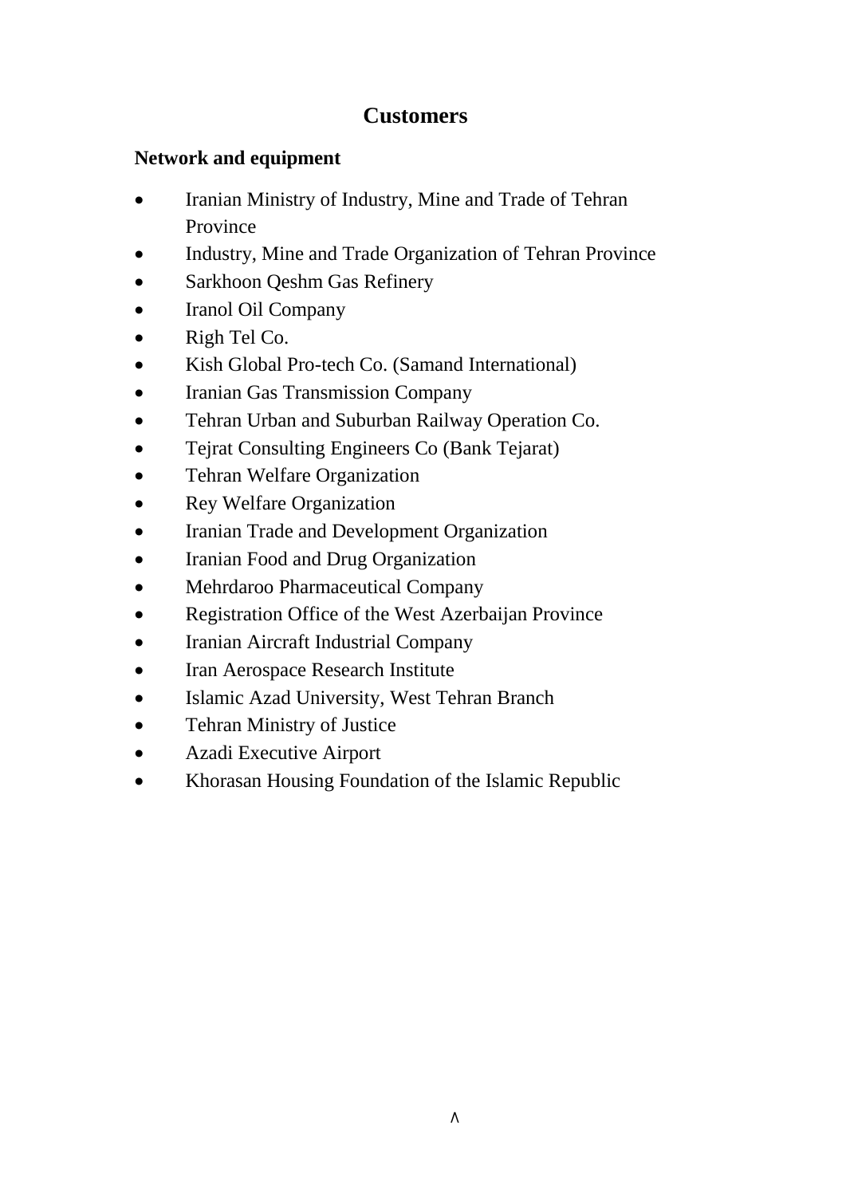# Customers

## Network and equipment

- Iranian Ministry of Industry, Mine and Trade of Tehran Province
- Industry, Mine and Trade Organization of Tehran Province
- Sarkhoon Qeshm Gas Refinery
- Iranol Oil Company
- Righ Tel Co.
- Kish Global Pro-tech Co. (Samand International)
- Iranian Gas Transmission Company
- Tehran Urban and Suburban Railway Operation Co.
- Tejrat Consulting Engineers Co (Bank Tejarat)
- Tehran Welfare Organization
- Rey Welfare Organization
- Iranian Trade and Development Organization
- Iranian Food and Drug Organization
- Mehrdaroo Pharmaceutical Company
- Registration Office of the West Azerbaijan Province
- Iranian Aircraft Industrial Company
- Iran Aerospace Research Institute
- Islamic Azad University, West Tehran Branch
- Tehran Ministry of Justice
- Azadi Executive Airport
- Khorasan Housing Foundation of the Islamic Republic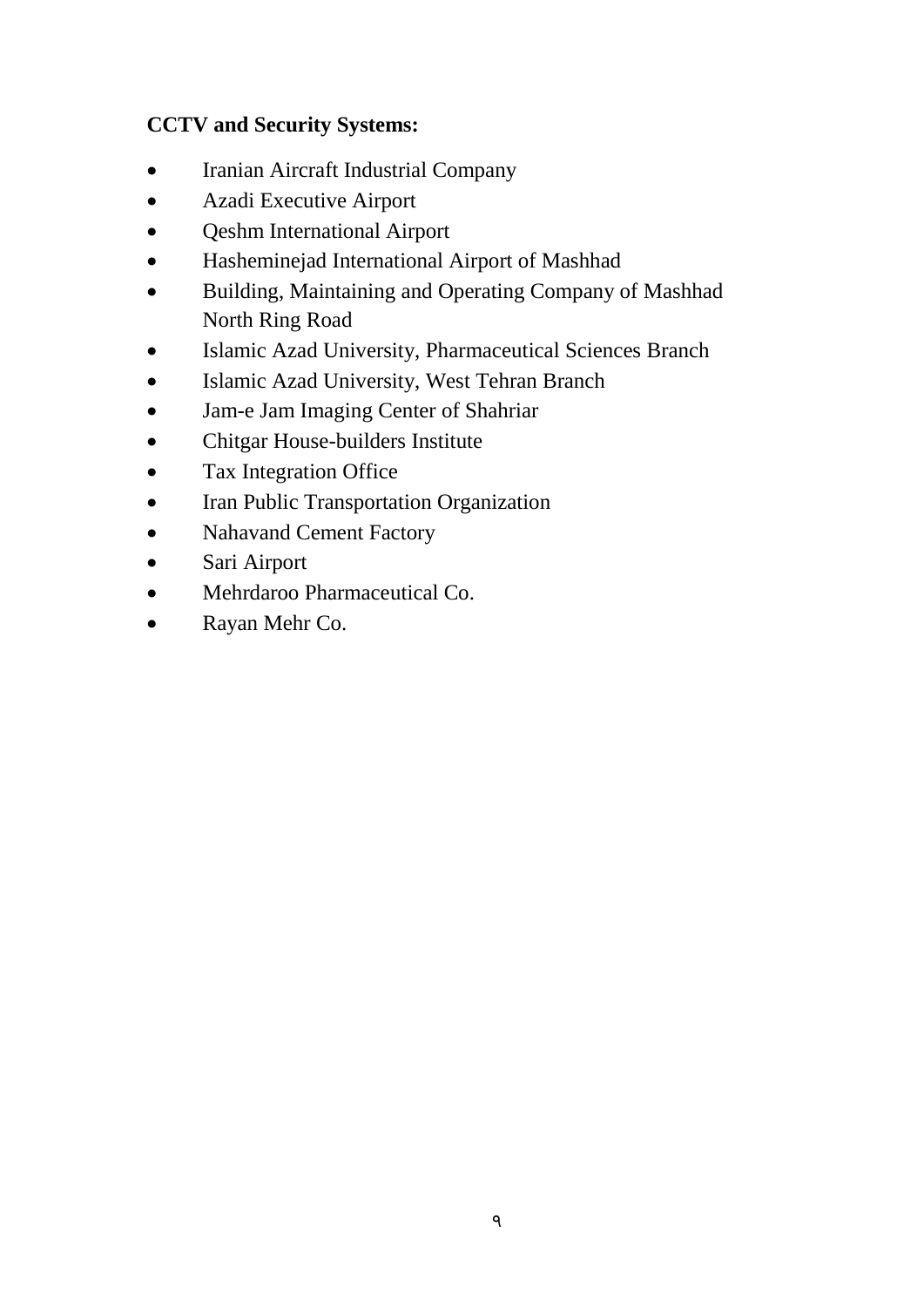**CCTV and Security Systems:**

- Iranian Aircraft Industrial Company
- Azadi Executive Airport
- Qeshm International Airport
- Hasheminejad International Airport of Mashhad
- Building, Maintaining and Operating Company of Mashhad North Ring Road
- Islamic Azad University, Pharmaceutical Sciences Branch
- Islamic Azad University, West Tehran Branch
- Jam-e Jam Imaging Center of Shahriar
- Chitgar House-builders Institute
- Tax Integration Office
- Iran Public Transportation Organization
- Nahavand Cement Factory
- Sari Airport
- Mehrdaroo Pharmaceutical Co.
- Rayan Mehr Co.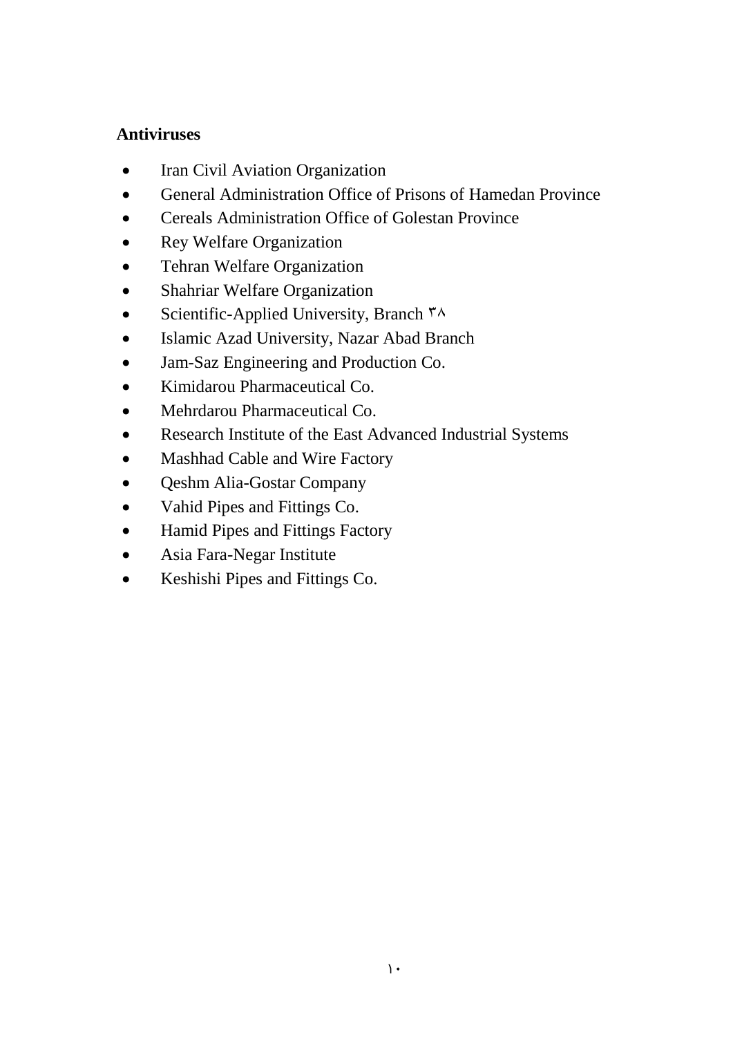**Antiviruses**

- Iran Civil Aviation Organization
- General Administration Office of Prisons of Hamedan Province
- Cereals Administration Office of Golestan Province
- Rey Welfare Organization
- Tehran Welfare Organization
- Shahriar Welfare Organization
- Scientific-Applied University, Branch ۳۸
- Islamic Azad University, Nazar Abad Branch
- Jam-Saz Engineering and Production Co.
- Kimidarou Pharmaceutical Co.
- Mehrdarou Pharmaceutical Co.
- Research Institute of the East Advanced Industrial Systems
- Mashhad Cable and Wire Factory
- Qeshm Alia-Gostar Company
- Vahid Pipes and Fittings Co.
- Hamid Pipes and Fittings Factory
- Asia Fara-Negar Institute
- Keshishi Pipes and Fittings Co.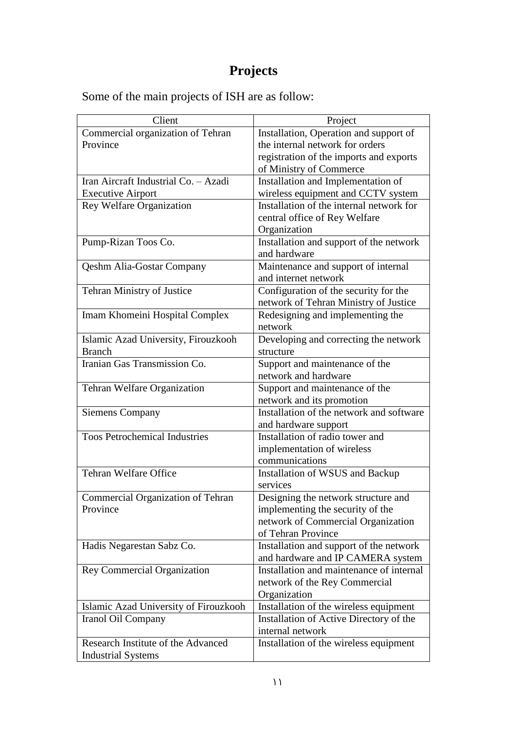# Projects

Some of the main projects of ISH are as follow:

| Client | Project |
| --- | --- |
| Commercial organization of Tehran Province | Installation, Operation and support of the internal network for orders registration of the imports and exports of Ministry of Commerce |
| Iran Aircraft Industrial Co. – Azadi Executive Airport | Installation and Implementation of wireless equipment and CCTV system |
| Rey Welfare Organization | Installation of the internal network for central office of Rey Welfare Organization |
| Pump-Rizan Toos Co. | Installation and support of the network and hardware |
| Qeshm Alia-Gostar Company | Maintenance and support of internal and internet network |
| Tehran Ministry of Justice | Configuration of the security for the network of Tehran Ministry of Justice |
| Imam Khomeini Hospital Complex | Redesigning and implementing the network |
| Islamic Azad University, Firouzkooh Branch | Developing and correcting the network structure |
| Iranian Gas Transmission Co. | Support and maintenance of the network and hardware |
| Tehran Welfare Organization | Support and maintenance of the network and its promotion |
| Siemens Company | Installation of the network and software and hardware support |
| Toos Petrochemical Industries | Installation of radio tower and implementation of wireless communications |
| Tehran Welfare Office | Installation of WSUS and Backup services |
| Commercial Organization of Tehran Province | Designing the network structure and implementing the security of the network of Commercial Organization of Tehran Province |
| Hadis Negarestan Sabz Co. | Installation and support of the network and hardware and IP CAMERA system |
| Rey Commercial Organization | Installation and maintenance of internal network of the Rey Commercial Organization |
| Islamic Azad University of Firouzkooh | Installation of the wireless equipment |
| Iranol Oil Company | Installation of Active Directory of the internal network |
| Research Institute of the Advanced Industrial Systems | Installation of the wireless equipment |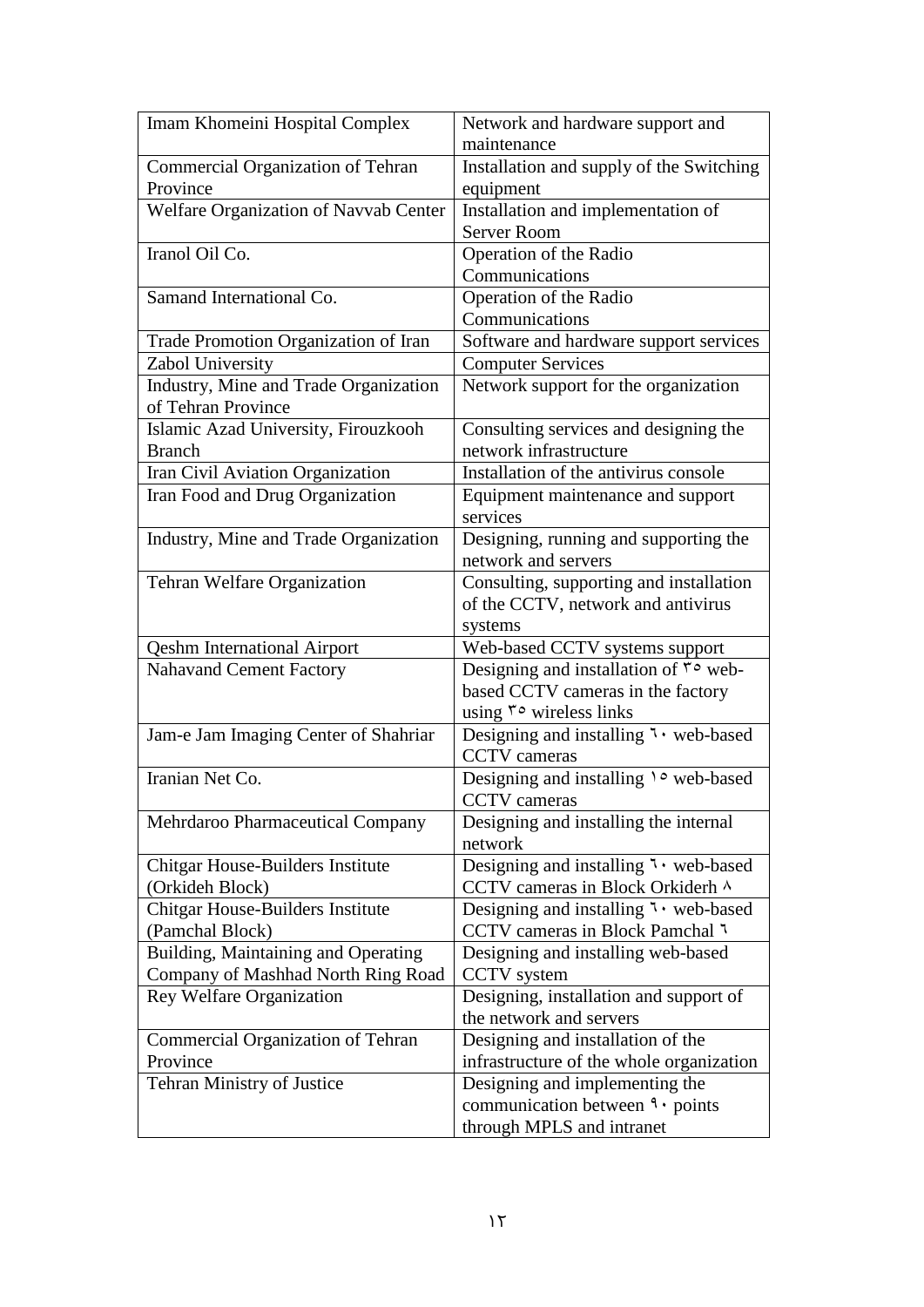| Imam Khomeini Hospital Complex | Network and hardware support and maintenance |
|---|---|
| Commercial Organization of Tehran Province | Installation and supply of the Switching equipment |
| Welfare Organization of Navvab Center | Installation and implementation of Server Room |
| Iranol Oil Co. | Operation of the Radio Communications |
| Samand International Co. | Operation of the Radio Communications |
| Trade Promotion Organization of Iran | Software and hardware support services |
| Zabol University | Computer Services |
| Industry, Mine and Trade Organization of Tehran Province | Network support for the organization |
| Islamic Azad University, Firouzkooh Branch | Consulting services and designing the network infrastructure |
| Iran Civil Aviation Organization | Installation of the antivirus console |
| Iran Food and Drug Organization | Equipment maintenance and support services |
| Industry, Mine and Trade Organization | Designing, running and supporting the network and servers |
| Tehran Welfare Organization | Consulting, supporting and installation of the CCTV, network and antivirus systems |
| Qeshm International Airport | Web-based CCTV systems support |
| Nahavand Cement Factory | Designing and installation of ۳۵ web-based CCTV cameras in the factory using ۳۵ wireless links |
| Jam-e Jam Imaging Center of Shahriar | Designing and installing ٦٠ web-based CCTV cameras |
| Iranian Net Co. | Designing and installing ١٥ web-based CCTV cameras |
| Mehrdaroo Pharmaceutical Company | Designing and installing the internal network |
| Chitgar House-Builders Institute (Orkideh Block) | Designing and installing ٦٠ web-based CCTV cameras in Block Orkiderh ٨ |
| Chitgar House-Builders Institute (Pamchal Block) | Designing and installing ٦٠ web-based CCTV cameras in Block Pamchal ٦ |
| Building, Maintaining and Operating Company of Mashhad North Ring Road | Designing and installing web-based CCTV system |
| Rey Welfare Organization | Designing, installation and support of the network and servers |
| Commercial Organization of Tehran Province | Designing and installation of the infrastructure of the whole organization |
| Tehran Ministry of Justice | Designing and implementing the communication between ٩٠ points through MPLS and intranet |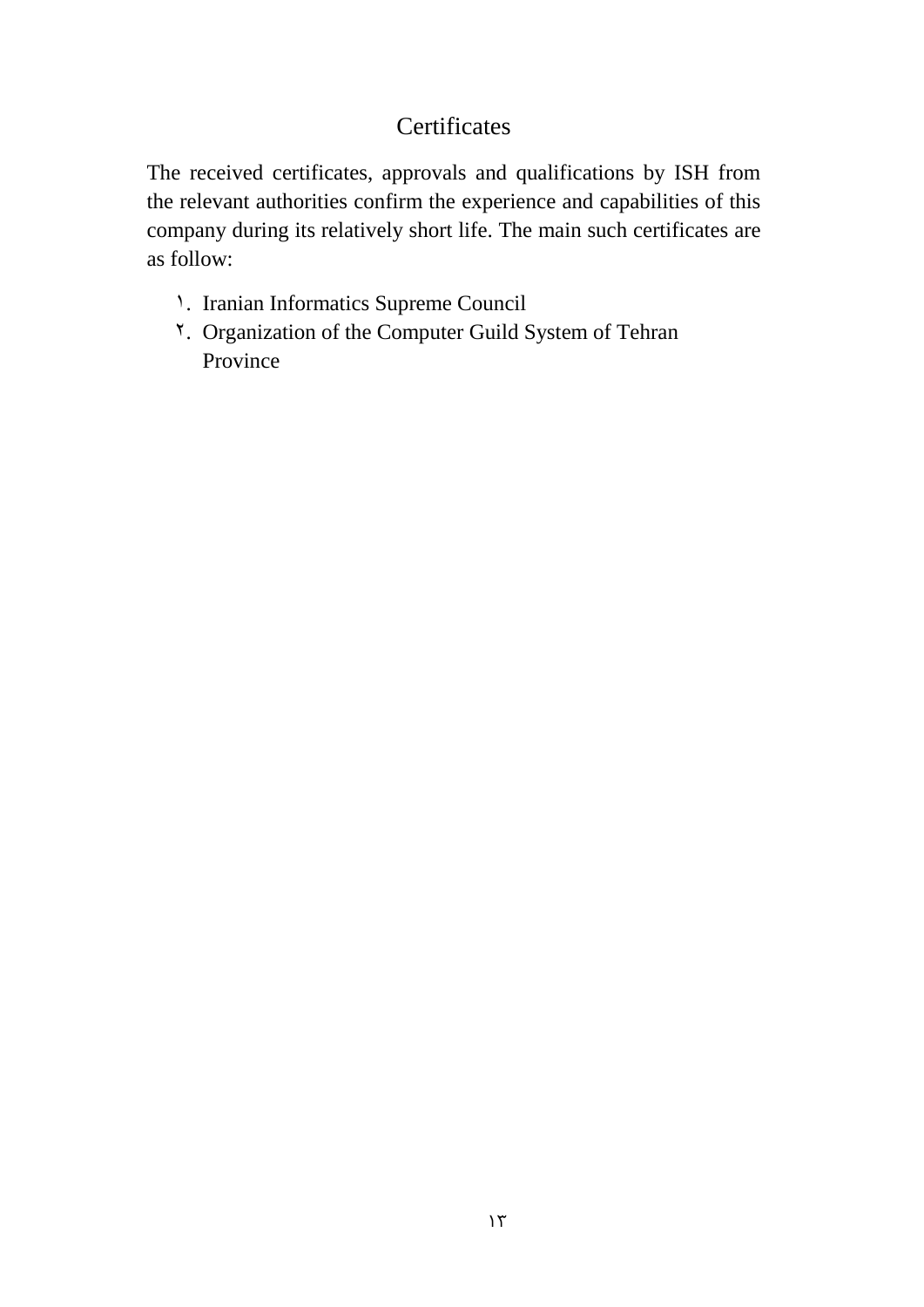## Certificates

The received certificates, approvals and qualifications by ISH from the relevant authorities confirm the experience and capabilities of this company during its relatively short life. The main such certificates are as follow:

۱. Iranian Informatics Supreme Council
۲. Organization of the Computer Guild System of Tehran Province